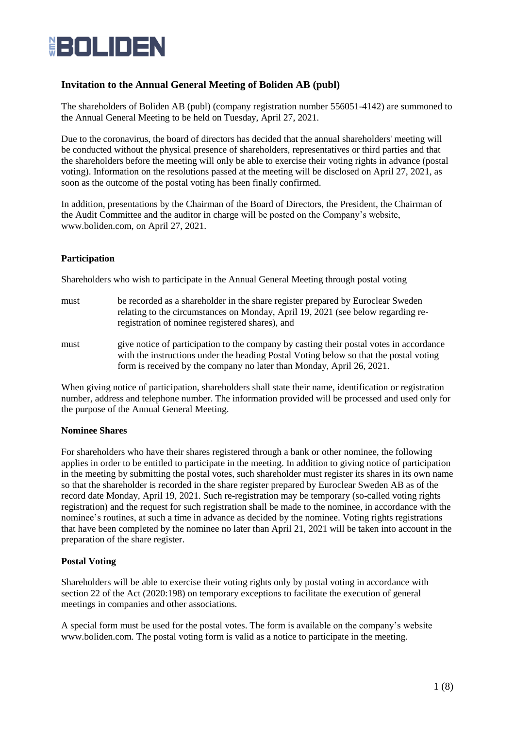# NEW BOLIDEN

## Invitation to the Annual General Meeting of Boliden AB (publ)

The shareholders of Boliden AB (publ) (company registration number 556051-4142) are summoned to the Annual General Meeting to be held on Tuesday, April 27, 2021.

Due to the coronavirus, the board of directors has decided that the annual shareholders' meeting will be conducted without the physical presence of shareholders, representatives or third parties and that the shareholders before the meeting will only be able to exercise their voting rights in advance (postal voting). Information on the resolutions passed at the meeting will be disclosed on April 27, 2021, as soon as the outcome of the postal voting has been finally confirmed.

In addition, presentations by the Chairman of the Board of Directors, the President, the Chairman of the Audit Committee and the auditor in charge will be posted on the Company's website, www.boliden.com, on April 27, 2021.

### Participation

Shareholders who wish to participate in the Annual General Meeting through postal voting

must be recorded as a shareholder in the share register prepared by Euroclear Sweden relating to the circumstances on Monday, April 19, 2021 (see below regarding re-registration of nominee registered shares), and

must give notice of participation to the company by casting their postal votes in accordance with the instructions under the heading Postal Voting below so that the postal voting form is received by the company no later than Monday, April 26, 2021.

When giving notice of participation, shareholders shall state their name, identification or registration number, address and telephone number. The information provided will be processed and used only for the purpose of the Annual General Meeting.

### Nominee Shares

For shareholders who have their shares registered through a bank or other nominee, the following applies in order to be entitled to participate in the meeting. In addition to giving notice of participation in the meeting by submitting the postal votes, such shareholder must register its shares in its own name so that the shareholder is recorded in the share register prepared by Euroclear Sweden AB as of the record date Monday, April 19, 2021. Such re-registration may be temporary (so-called voting rights registration) and the request for such registration shall be made to the nominee, in accordance with the nominee's routines, at such a time in advance as decided by the nominee. Voting rights registrations that have been completed by the nominee no later than April 21, 2021 will be taken into account in the preparation of the share register.

### Postal Voting

Shareholders will be able to exercise their voting rights only by postal voting in accordance with section 22 of the Act (2020:198) on temporary exceptions to facilitate the execution of general meetings in companies and other associations.

A special form must be used for the postal votes. The form is available on the company's website www.boliden.com. The postal voting form is valid as a notice to participate in the meeting.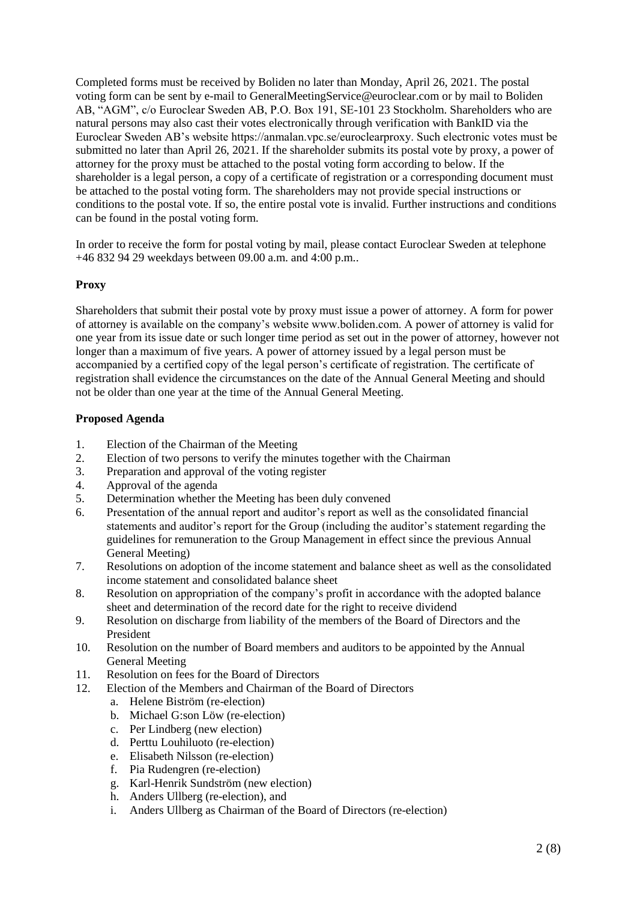Completed forms must be received by Boliden no later than Monday, April 26, 2021. The postal voting form can be sent by e-mail to GeneralMeetingService@euroclear.com or by mail to Boliden AB, "AGM", c/o Euroclear Sweden AB, P.O. Box 191, SE-101 23 Stockholm. Shareholders who are natural persons may also cast their votes electronically through verification with BankID via the Euroclear Sweden AB's website https://anmalan.vpc.se/euroclearproxy. Such electronic votes must be submitted no later than April 26, 2021. If the shareholder submits its postal vote by proxy, a power of attorney for the proxy must be attached to the postal voting form according to below. If the shareholder is a legal person, a copy of a certificate of registration or a corresponding document must be attached to the postal voting form. The shareholders may not provide special instructions or conditions to the postal vote. If so, the entire postal vote is invalid. Further instructions and conditions can be found in the postal voting form.

In order to receive the form for postal voting by mail, please contact Euroclear Sweden at telephone +46 832 94 29 weekdays between 09.00 a.m. and 4:00 p.m..

**Proxy**

Shareholders that submit their postal vote by proxy must issue a power of attorney. A form for power of attorney is available on the company's website www.boliden.com. A power of attorney is valid for one year from its issue date or such longer time period as set out in the power of attorney, however not longer than a maximum of five years. A power of attorney issued by a legal person must be accompanied by a certified copy of the legal person's certificate of registration. The certificate of registration shall evidence the circumstances on the date of the Annual General Meeting and should not be older than one year at the time of the Annual General Meeting.

**Proposed Agenda**

1. Election of the Chairman of the Meeting
2. Election of two persons to verify the minutes together with the Chairman
3. Preparation and approval of the voting register
4. Approval of the agenda
5. Determination whether the Meeting has been duly convened
6. Presentation of the annual report and auditor's report as well as the consolidated financial statements and auditor's report for the Group (including the auditor's statement regarding the guidelines for remuneration to the Group Management in effect since the previous Annual General Meeting)
7. Resolutions on adoption of the income statement and balance sheet as well as the consolidated income statement and consolidated balance sheet
8. Resolution on appropriation of the company's profit in accordance with the adopted balance sheet and determination of the record date for the right to receive dividend
9. Resolution on discharge from liability of the members of the Board of Directors and the President
10. Resolution on the number of Board members and auditors to be appointed by the Annual General Meeting
11. Resolution on fees for the Board of Directors
12. Election of the Members and Chairman of the Board of Directors
    a. Helene Biström (re-election)
    b. Michael G:son Löw (re-election)
    c. Per Lindberg (new election)
    d. Perttu Louhiluoto (re-election)
    e. Elisabeth Nilsson (re-election)
    f. Pia Rudengren (re-election)
    g. Karl-Henrik Sundström (new election)
    h. Anders Ullberg (re-election), and
    i. Anders Ullberg as Chairman of the Board of Directors (re-election)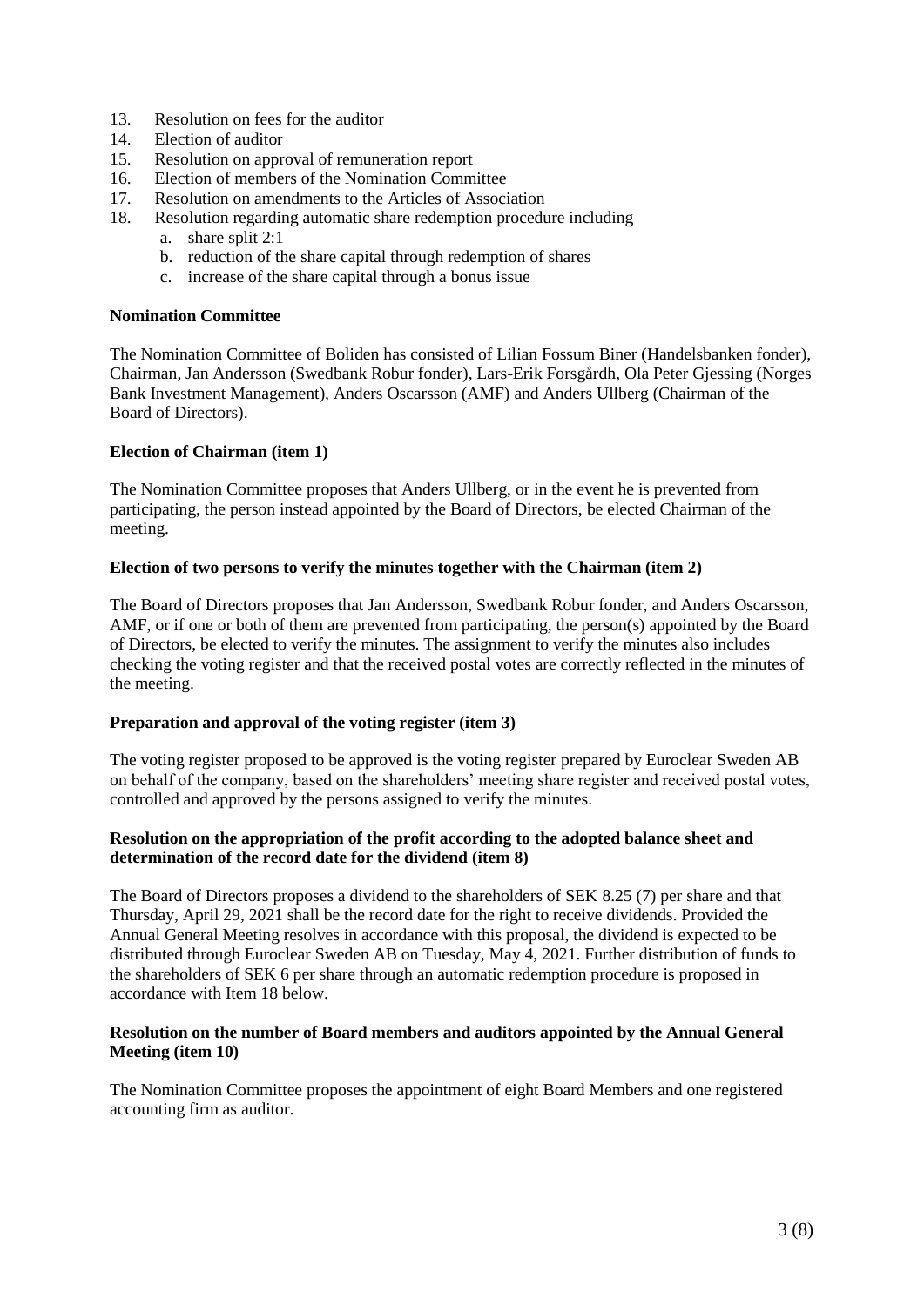13. Resolution on fees for the auditor
14. Election of auditor
15. Resolution on approval of remuneration report
16. Election of members of the Nomination Committee
17. Resolution on amendments to the Articles of Association
18. Resolution regarding automatic share redemption procedure including
    a. share split 2:1
    b. reduction of the share capital through redemption of shares
    c. increase of the share capital through a bonus issue

**Nomination Committee**

The Nomination Committee of Boliden has consisted of Lilian Fossum Biner (Handelsbanken fonder), Chairman, Jan Andersson (Swedbank Robur fonder), Lars-Erik Forsgårdh, Ola Peter Gjessing (Norges Bank Investment Management), Anders Oscarsson (AMF) and Anders Ullberg (Chairman of the Board of Directors).

**Election of Chairman (item 1)**

The Nomination Committee proposes that Anders Ullberg, or in the event he is prevented from participating, the person instead appointed by the Board of Directors, be elected Chairman of the meeting.

**Election of two persons to verify the minutes together with the Chairman (item 2)**

The Board of Directors proposes that Jan Andersson, Swedbank Robur fonder, and Anders Oscarsson, AMF, or if one or both of them are prevented from participating, the person(s) appointed by the Board of Directors, be elected to verify the minutes. The assignment to verify the minutes also includes checking the voting register and that the received postal votes are correctly reflected in the minutes of the meeting.

**Preparation and approval of the voting register (item 3)**

The voting register proposed to be approved is the voting register prepared by Euroclear Sweden AB on behalf of the company, based on the shareholders' meeting share register and received postal votes, controlled and approved by the persons assigned to verify the minutes.

**Resolution on the appropriation of the profit according to the adopted balance sheet and determination of the record date for the dividend (item 8)**

The Board of Directors proposes a dividend to the shareholders of SEK 8.25 (7) per share and that Thursday, April 29, 2021 shall be the record date for the right to receive dividends. Provided the Annual General Meeting resolves in accordance with this proposal, the dividend is expected to be distributed through Euroclear Sweden AB on Tuesday, May 4, 2021. Further distribution of funds to the shareholders of SEK 6 per share through an automatic redemption procedure is proposed in accordance with Item 18 below.

**Resolution on the number of Board members and auditors appointed by the Annual General Meeting (item 10)**

The Nomination Committee proposes the appointment of eight Board Members and one registered accounting firm as auditor.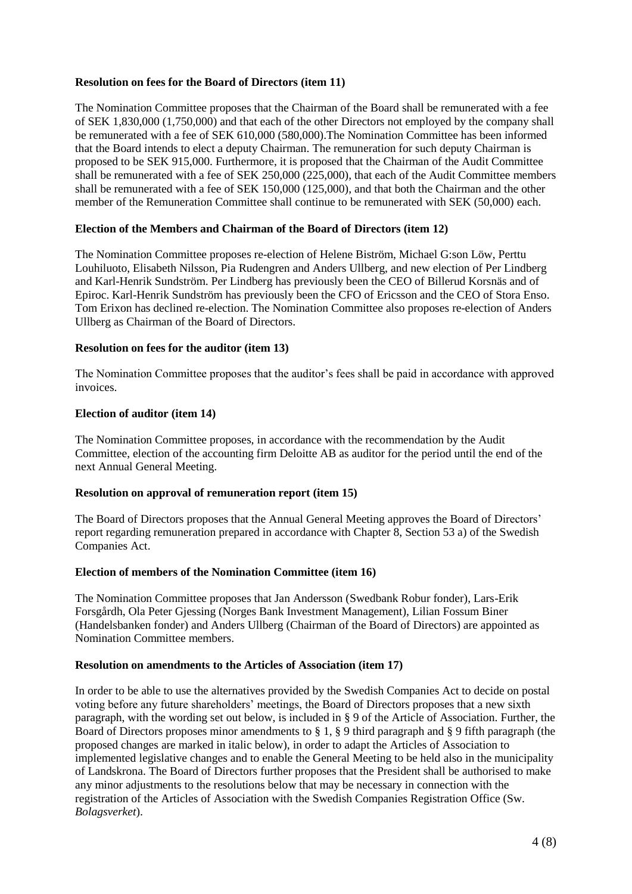**Resolution on fees for the Board of Directors (item 11)**

The Nomination Committee proposes that the Chairman of the Board shall be remunerated with a fee of SEK 1,830,000 (1,750,000) and that each of the other Directors not employed by the company shall be remunerated with a fee of SEK 610,000 (580,000).The Nomination Committee has been informed that the Board intends to elect a deputy Chairman. The remuneration for such deputy Chairman is proposed to be SEK 915,000. Furthermore, it is proposed that the Chairman of the Audit Committee shall be remunerated with a fee of SEK 250,000 (225,000), that each of the Audit Committee members shall be remunerated with a fee of SEK 150,000 (125,000), and that both the Chairman and the other member of the Remuneration Committee shall continue to be remunerated with SEK (50,000) each.

**Election of the Members and Chairman of the Board of Directors (item 12)**

The Nomination Committee proposes re-election of Helene Biström, Michael G:son Löw, Perttu Louhiluoto, Elisabeth Nilsson, Pia Rudengren and Anders Ullberg, and new election of Per Lindberg and Karl-Henrik Sundström. Per Lindberg has previously been the CEO of Billerud Korsnäs and of Epiroc. Karl-Henrik Sundström has previously been the CFO of Ericsson and the CEO of Stora Enso. Tom Erixon has declined re-election. The Nomination Committee also proposes re-election of Anders Ullberg as Chairman of the Board of Directors.

**Resolution on fees for the auditor (item 13)**

The Nomination Committee proposes that the auditor's fees shall be paid in accordance with approved invoices.

**Election of auditor (item 14)**

The Nomination Committee proposes, in accordance with the recommendation by the Audit Committee, election of the accounting firm Deloitte AB as auditor for the period until the end of the next Annual General Meeting.

**Resolution on approval of remuneration report (item 15)**

The Board of Directors proposes that the Annual General Meeting approves the Board of Directors' report regarding remuneration prepared in accordance with Chapter 8, Section 53 a) of the Swedish Companies Act.

**Election of members of the Nomination Committee (item 16)**

The Nomination Committee proposes that Jan Andersson (Swedbank Robur fonder), Lars-Erik Forsgårdh, Ola Peter Gjessing (Norges Bank Investment Management), Lilian Fossum Biner (Handelsbanken fonder) and Anders Ullberg (Chairman of the Board of Directors) are appointed as Nomination Committee members.

**Resolution on amendments to the Articles of Association (item 17)**

In order to be able to use the alternatives provided by the Swedish Companies Act to decide on postal voting before any future shareholders' meetings, the Board of Directors proposes that a new sixth paragraph, with the wording set out below, is included in § 9 of the Article of Association. Further, the Board of Directors proposes minor amendments to § 1, § 9 third paragraph and § 9 fifth paragraph (the proposed changes are marked in italic below), in order to adapt the Articles of Association to implemented legislative changes and to enable the General Meeting to be held also in the municipality of Landskrona. The Board of Directors further proposes that the President shall be authorised to make any minor adjustments to the resolutions below that may be necessary in connection with the registration of the Articles of Association with the Swedish Companies Registration Office (Sw. *Bolagsverket*).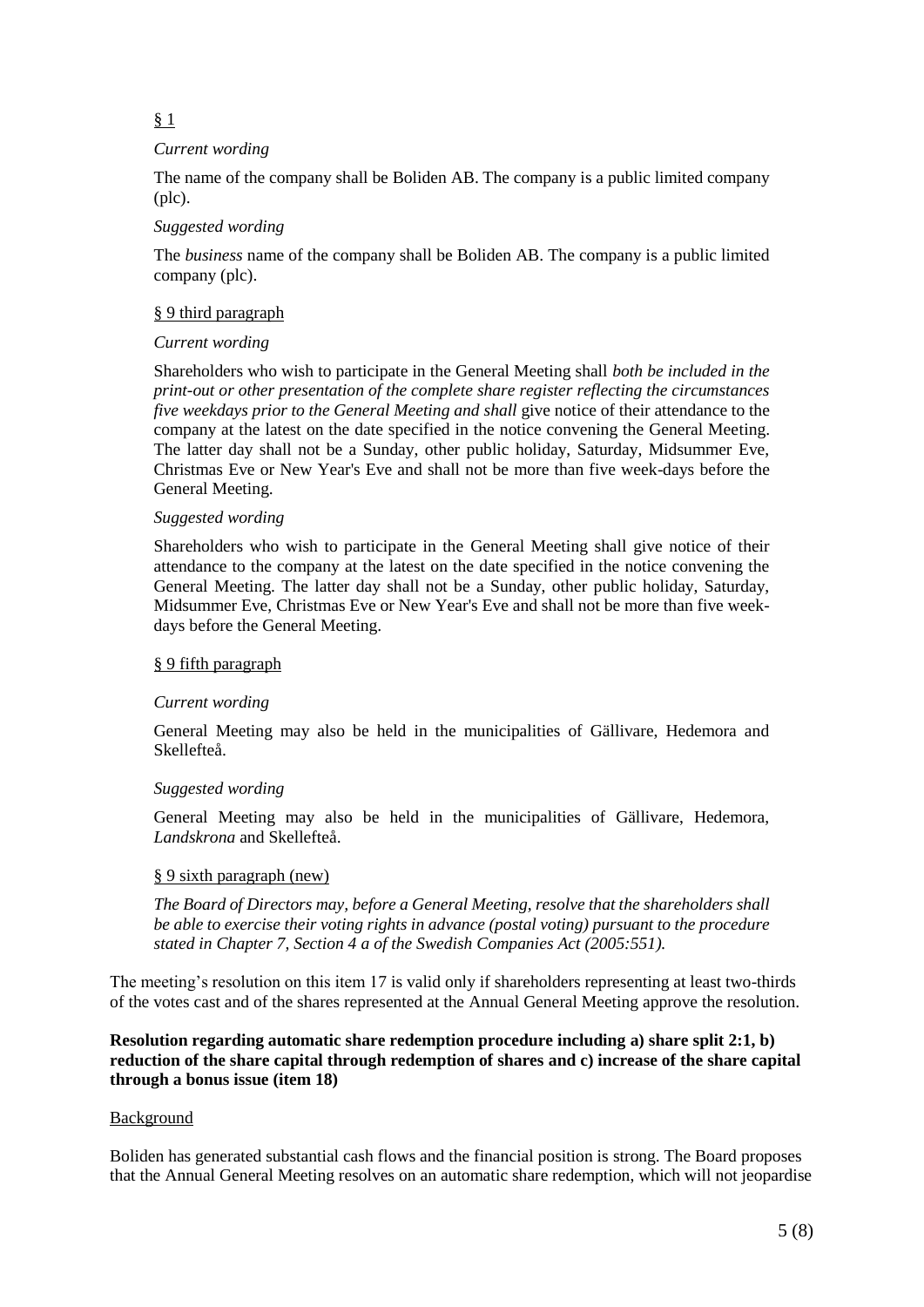§ 1

*Current wording*

The name of the company shall be Boliden AB. The company is a public limited company (plc).

*Suggested wording*

The *business* name of the company shall be Boliden AB. The company is a public limited company (plc).

§ 9 third paragraph

*Current wording*

Shareholders who wish to participate in the General Meeting shall *both be included in the print-out or other presentation of the complete share register reflecting the circumstances five weekdays prior to the General Meeting and shall* give notice of their attendance to the company at the latest on the date specified in the notice convening the General Meeting. The latter day shall not be a Sunday, other public holiday, Saturday, Midsummer Eve, Christmas Eve or New Year's Eve and shall not be more than five week-days before the General Meeting.

*Suggested wording*

Shareholders who wish to participate in the General Meeting shall give notice of their attendance to the company at the latest on the date specified in the notice convening the General Meeting. The latter day shall not be a Sunday, other public holiday, Saturday, Midsummer Eve, Christmas Eve or New Year's Eve and shall not be more than five week-days before the General Meeting.

§ 9 fifth paragraph

*Current wording*

General Meeting may also be held in the municipalities of Gällivare, Hedemora and Skellefteå.

*Suggested wording*

General Meeting may also be held in the municipalities of Gällivare, Hedemora, *Landskrona* and Skellefteå.

§ 9 sixth paragraph (new)

*The Board of Directors may, before a General Meeting, resolve that the shareholders shall be able to exercise their voting rights in advance (postal voting) pursuant to the procedure stated in Chapter 7, Section 4 a of the Swedish Companies Act (2005:551).*

The meeting's resolution on this item 17 is valid only if shareholders representing at least two-thirds of the votes cast and of the shares represented at the Annual General Meeting approve the resolution.

**Resolution regarding automatic share redemption procedure including a) share split 2:1, b) reduction of the share capital through redemption of shares and c) increase of the share capital through a bonus issue (item 18)**

Background

Boliden has generated substantial cash flows and the financial position is strong. The Board proposes that the Annual General Meeting resolves on an automatic share redemption, which will not jeopardise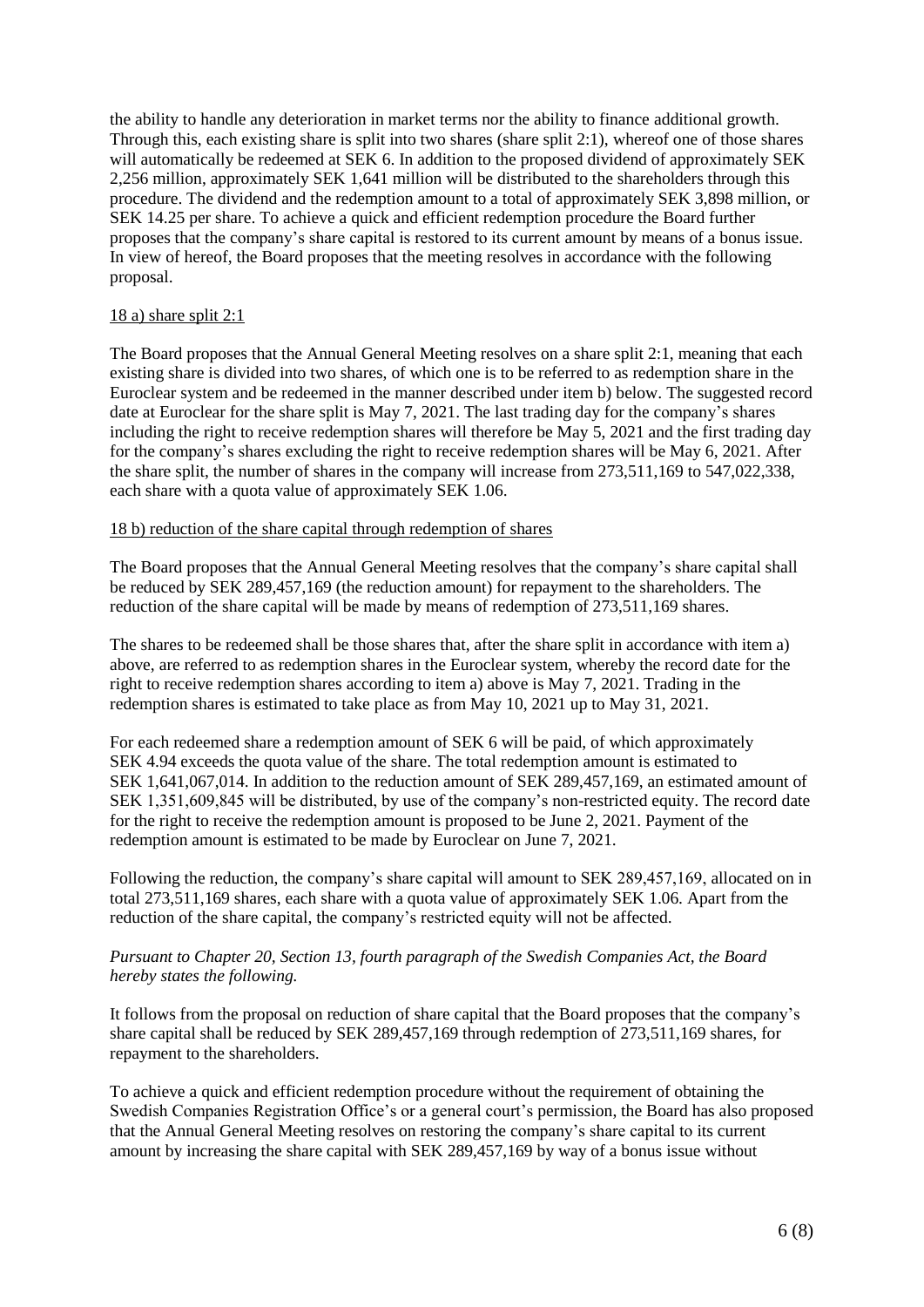the ability to handle any deterioration in market terms nor the ability to finance additional growth. Through this, each existing share is split into two shares (share split 2:1), whereof one of those shares will automatically be redeemed at SEK 6. In addition to the proposed dividend of approximately SEK 2,256 million, approximately SEK 1,641 million will be distributed to the shareholders through this procedure. The dividend and the redemption amount to a total of approximately SEK 3,898 million, or SEK 14.25 per share. To achieve a quick and efficient redemption procedure the Board further proposes that the company's share capital is restored to its current amount by means of a bonus issue. In view of hereof, the Board proposes that the meeting resolves in accordance with the following proposal.

18 a) share split 2:1

The Board proposes that the Annual General Meeting resolves on a share split 2:1, meaning that each existing share is divided into two shares, of which one is to be referred to as redemption share in the Euroclear system and be redeemed in the manner described under item b) below. The suggested record date at Euroclear for the share split is May 7, 2021. The last trading day for the company's shares including the right to receive redemption shares will therefore be May 5, 2021 and the first trading day for the company's shares excluding the right to receive redemption shares will be May 6, 2021. After the share split, the number of shares in the company will increase from 273,511,169 to 547,022,338, each share with a quota value of approximately SEK 1.06.

18 b) reduction of the share capital through redemption of shares

The Board proposes that the Annual General Meeting resolves that the company's share capital shall be reduced by SEK 289,457,169 (the reduction amount) for repayment to the shareholders. The reduction of the share capital will be made by means of redemption of 273,511,169 shares.

The shares to be redeemed shall be those shares that, after the share split in accordance with item a) above, are referred to as redemption shares in the Euroclear system, whereby the record date for the right to receive redemption shares according to item a) above is May 7, 2021. Trading in the redemption shares is estimated to take place as from May 10, 2021 up to May 31, 2021.

For each redeemed share a redemption amount of SEK 6 will be paid, of which approximately SEK 4.94 exceeds the quota value of the share. The total redemption amount is estimated to SEK 1,641,067,014. In addition to the reduction amount of SEK 289,457,169, an estimated amount of SEK 1,351,609,845 will be distributed, by use of the company's non-restricted equity. The record date for the right to receive the redemption amount is proposed to be June 2, 2021. Payment of the redemption amount is estimated to be made by Euroclear on June 7, 2021.

Following the reduction, the company's share capital will amount to SEK 289,457,169, allocated on in total 273,511,169 shares, each share with a quota value of approximately SEK 1.06. Apart from the reduction of the share capital, the company's restricted equity will not be affected.

*Pursuant to Chapter 20, Section 13, fourth paragraph of the Swedish Companies Act, the Board hereby states the following.*

It follows from the proposal on reduction of share capital that the Board proposes that the company's share capital shall be reduced by SEK 289,457,169 through redemption of 273,511,169 shares, for repayment to the shareholders.

To achieve a quick and efficient redemption procedure without the requirement of obtaining the Swedish Companies Registration Office's or a general court's permission, the Board has also proposed that the Annual General Meeting resolves on restoring the company's share capital to its current amount by increasing the share capital with SEK 289,457,169 by way of a bonus issue without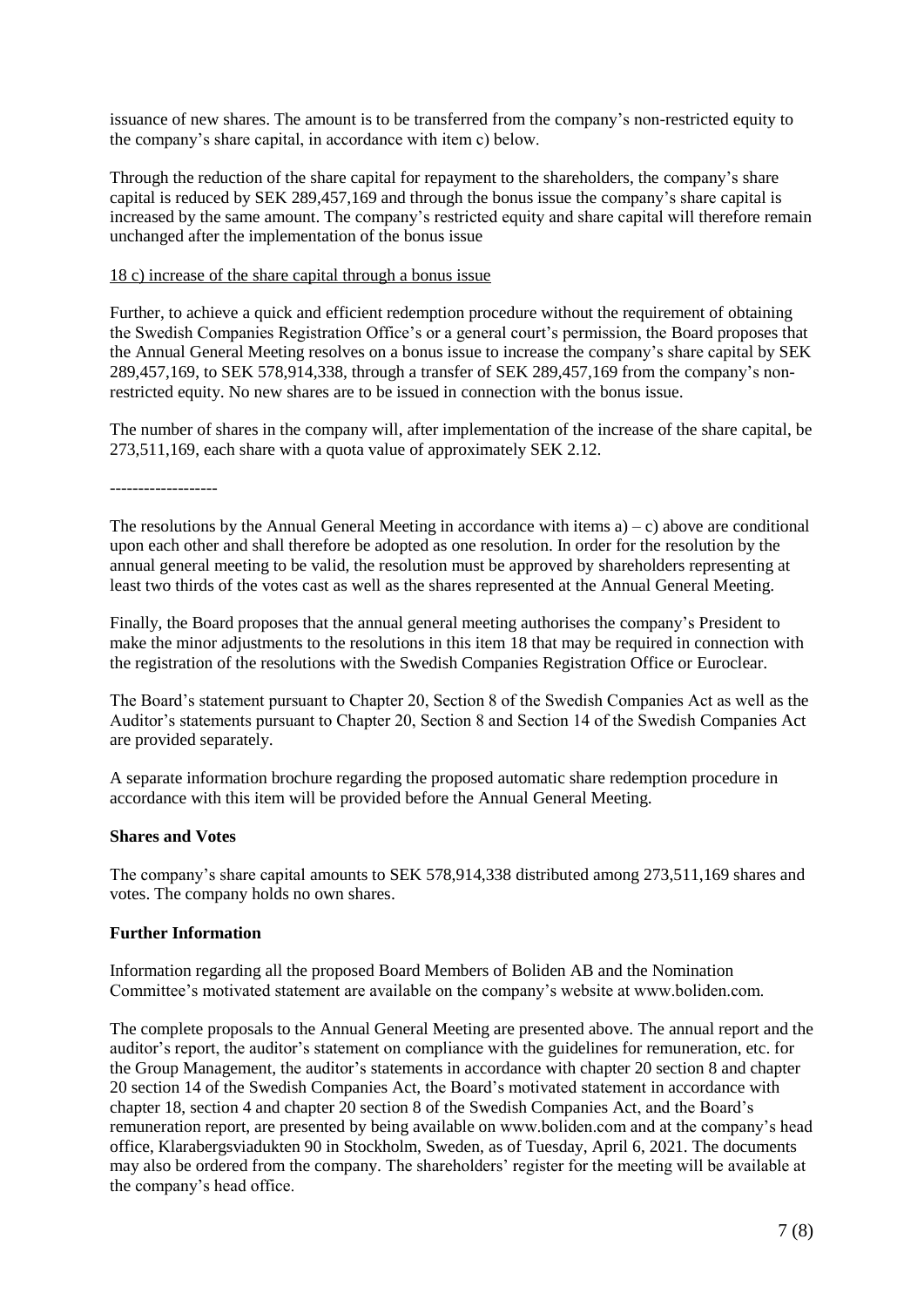issuance of new shares. The amount is to be transferred from the company's non-restricted equity to the company's share capital, in accordance with item c) below.

Through the reduction of the share capital for repayment to the shareholders, the company's share capital is reduced by SEK 289,457,169 and through the bonus issue the company's share capital is increased by the same amount. The company's restricted equity and share capital will therefore remain unchanged after the implementation of the bonus issue

<u>18 c) increase of the share capital through a bonus issue</u>

Further, to achieve a quick and efficient redemption procedure without the requirement of obtaining the Swedish Companies Registration Office's or a general court's permission, the Board proposes that the Annual General Meeting resolves on a bonus issue to increase the company's share capital by SEK 289,457,169, to SEK 578,914,338, through a transfer of SEK 289,457,169 from the company's non-restricted equity. No new shares are to be issued in connection with the bonus issue.

The number of shares in the company will, after implementation of the increase of the share capital, be 273,511,169, each share with a quota value of approximately SEK 2.12.

-------------------

The resolutions by the Annual General Meeting in accordance with items a) – c) above are conditional upon each other and shall therefore be adopted as one resolution. In order for the resolution by the annual general meeting to be valid, the resolution must be approved by shareholders representing at least two thirds of the votes cast as well as the shares represented at the Annual General Meeting.

Finally, the Board proposes that the annual general meeting authorises the company's President to make the minor adjustments to the resolutions in this item 18 that may be required in connection with the registration of the resolutions with the Swedish Companies Registration Office or Euroclear.

The Board's statement pursuant to Chapter 20, Section 8 of the Swedish Companies Act as well as the Auditor's statements pursuant to Chapter 20, Section 8 and Section 14 of the Swedish Companies Act are provided separately.

A separate information brochure regarding the proposed automatic share redemption procedure in accordance with this item will be provided before the Annual General Meeting.

**Shares and Votes**

The company's share capital amounts to SEK 578,914,338 distributed among 273,511,169 shares and votes. The company holds no own shares.

**Further Information**

Information regarding all the proposed Board Members of Boliden AB and the Nomination Committee's motivated statement are available on the company's website at www.boliden.com.

The complete proposals to the Annual General Meeting are presented above. The annual report and the auditor's report, the auditor's statement on compliance with the guidelines for remuneration, etc. for the Group Management, the auditor's statements in accordance with chapter 20 section 8 and chapter 20 section 14 of the Swedish Companies Act, the Board's motivated statement in accordance with chapter 18, section 4 and chapter 20 section 8 of the Swedish Companies Act, and the Board's remuneration report, are presented by being available on www.boliden.com and at the company's head office, Klarabergsviadukten 90 in Stockholm, Sweden, as of Tuesday, April 6, 2021. The documents may also be ordered from the company. The shareholders' register for the meeting will be available at the company's head office.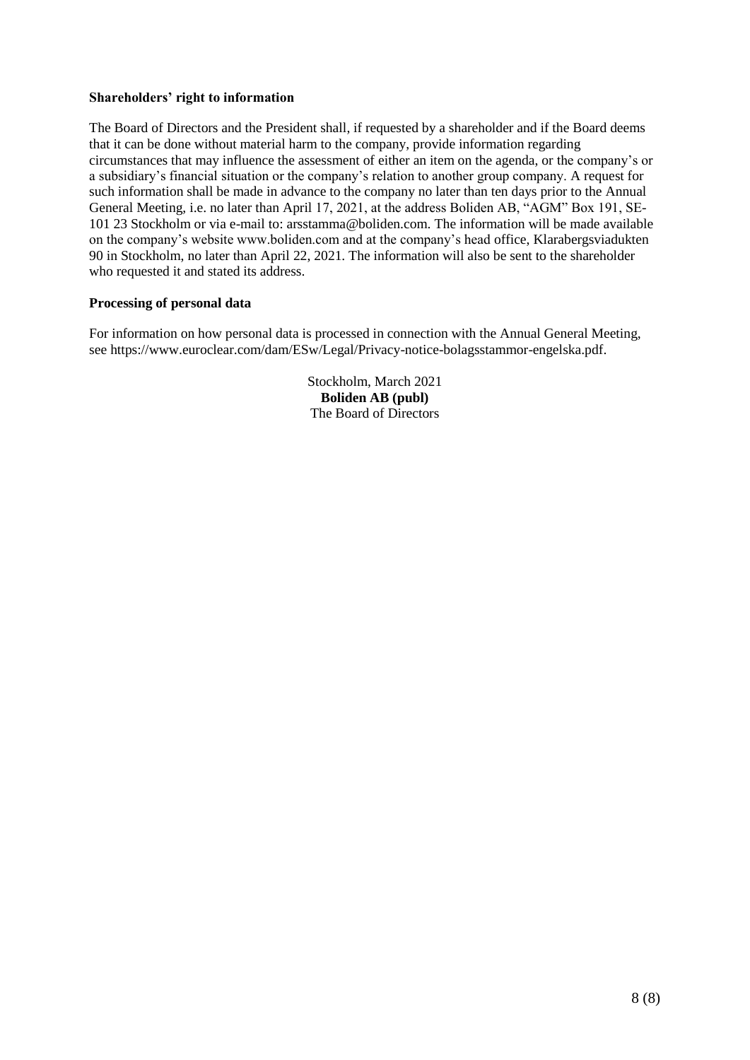**Shareholders' right to information**

The Board of Directors and the President shall, if requested by a shareholder and if the Board deems that it can be done without material harm to the company, provide information regarding circumstances that may influence the assessment of either an item on the agenda, or the company's or a subsidiary's financial situation or the company's relation to another group company. A request for such information shall be made in advance to the company no later than ten days prior to the Annual General Meeting, i.e. no later than April 17, 2021, at the address Boliden AB, "AGM" Box 191, SE-101 23 Stockholm or via e-mail to: arsstamma@boliden.com. The information will be made available on the company's website www.boliden.com and at the company's head office, Klarabergsviadukten 90 in Stockholm, no later than April 22, 2021. The information will also be sent to the shareholder who requested it and stated its address.

**Processing of personal data**

For information on how personal data is processed in connection with the Annual General Meeting, see https://www.euroclear.com/dam/ESw/Legal/Privacy-notice-bolagsstammor-engelska.pdf.

Stockholm, March 2021
**Boliden AB (publ)**
The Board of Directors